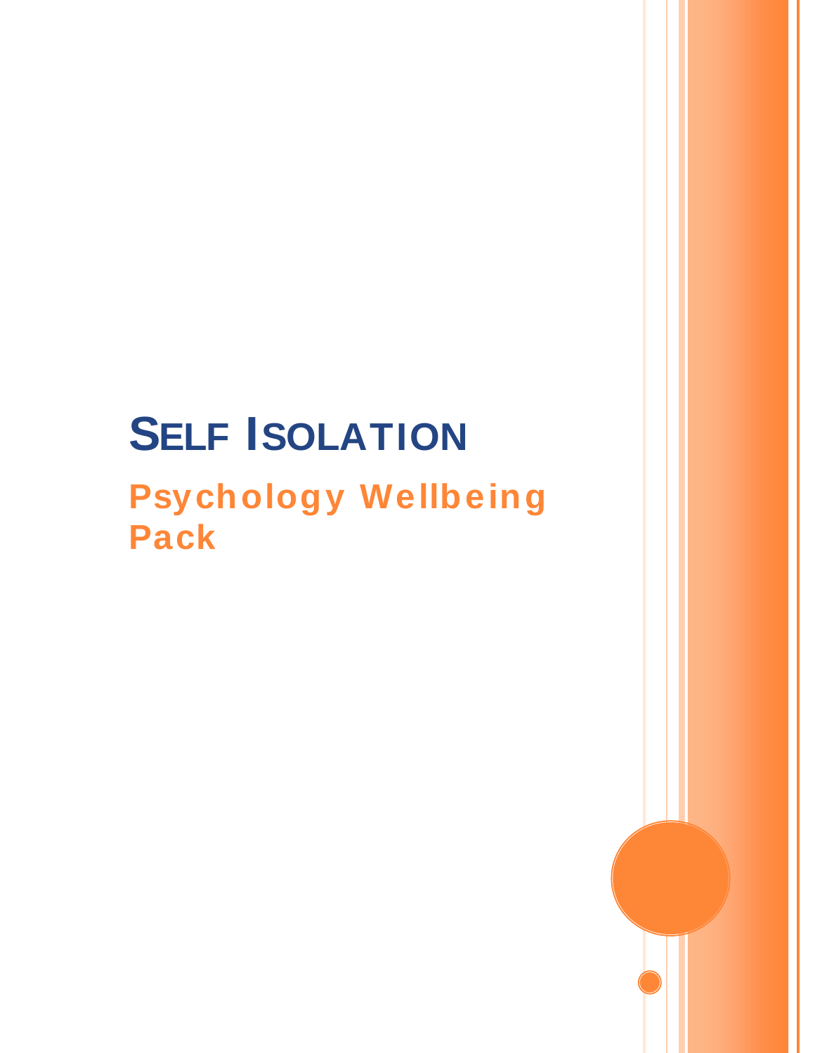# SELF ISOLATION

## Psychology Wellbeing Pack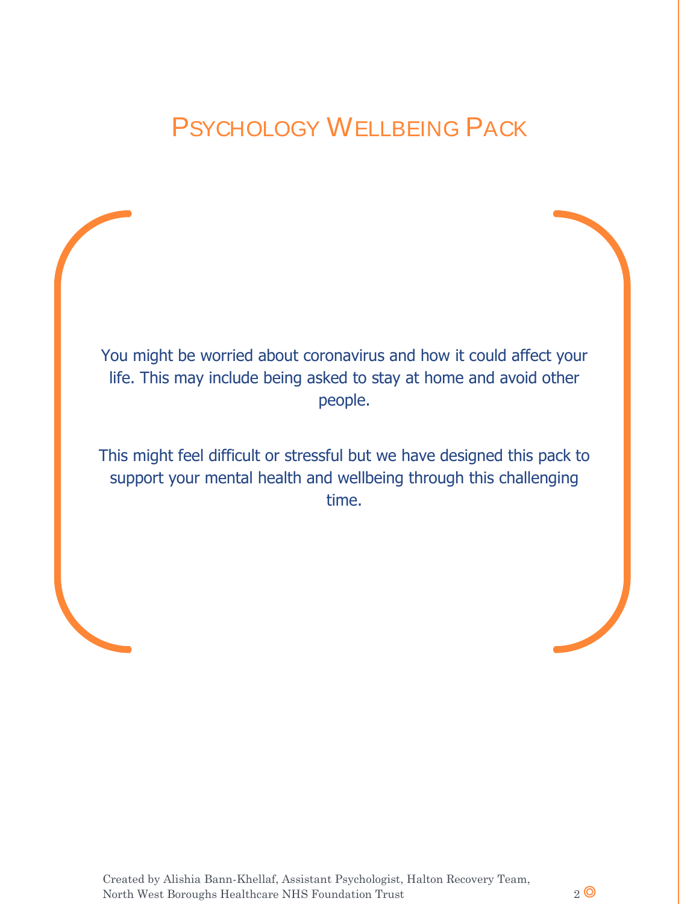# Psychology Wellbeing Pack

You might be worried about coronavirus and how it could affect your life. This may include being asked to stay at home and avoid other people.

This might feel difficult or stressful but we have designed this pack to support your mental health and wellbeing through this challenging time.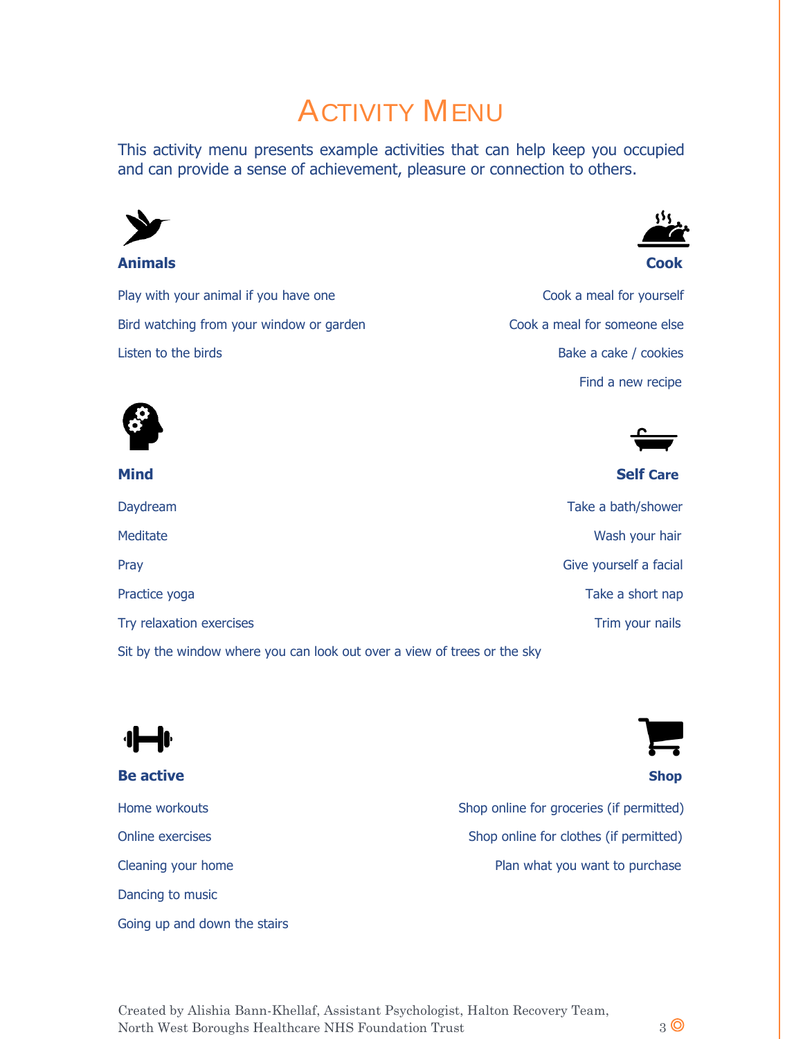# Activity Menu

This activity menu presents example activities that can help keep you occupied and can provide a sense of achievement, pleasure or connection to others.

### Animals

Play with your animal if you have one

Bird watching from your window or garden

Listen to the birds

### Cook

Cook a meal for yourself

Cook a meal for someone else

Bake a cake / cookies

Find a new recipe

### Mind

Daydream

Meditate

Pray

Practice yoga

Try relaxation exercises

Sit by the window where you can look out over a view of trees or the sky

### Self Care

Take a bath/shower

Wash your hair

Give yourself a facial

Take a short nap

Trim your nails

### Be active

Home workouts

Online exercises

Cleaning your home

Dancing to music

Going up and down the stairs

### Shop

Shop online for groceries (if permitted)

Shop online for clothes (if permitted)

Plan what you want to purchase

Created by Alishia Bann-Khellaf, Assistant Psychologist, Halton Recovery Team, North West Boroughs Healthcare NHS Foundation Trust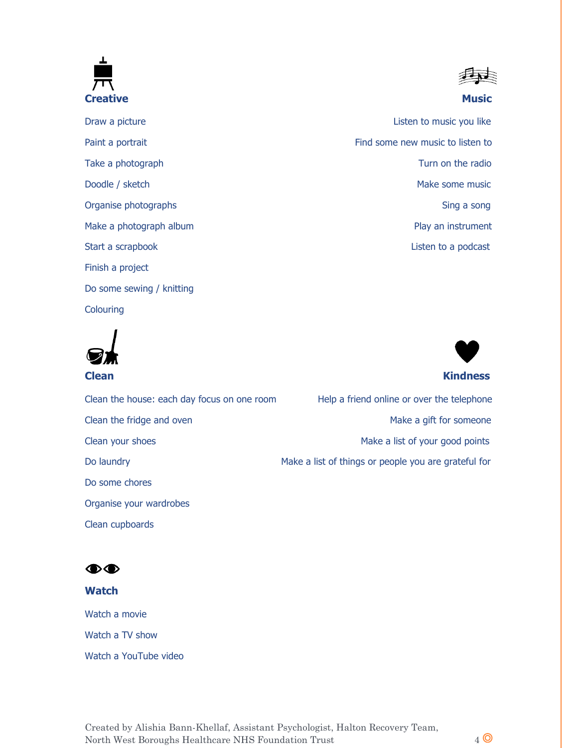## Creative

Draw a picture

Paint a portrait

Take a photograph

Doodle / sketch

Organise photographs

Make a photograph album

Start a scrapbook

Finish a project

Do some sewing / knitting

Colouring

## Music

Listen to music you like

Find some new music to listen to

Turn on the radio

Make some music

Sing a song

Play an instrument

Listen to a podcast

## Clean

Clean the house: each day focus on one room

Clean the fridge and oven

Clean your shoes

Do laundry

Do some chores

Organise your wardrobes

Clean cupboards

## Kindness

Help a friend online or over the telephone

Make a gift for someone

Make a list of your good points

Make a list of things or people you are grateful for

## Watch

Watch a movie

Watch a TV show

Watch a YouTube video

Created by Alishia Bann-Khellaf, Assistant Psychologist, Halton Recovery Team, North West Boroughs Healthcare NHS Foundation Trust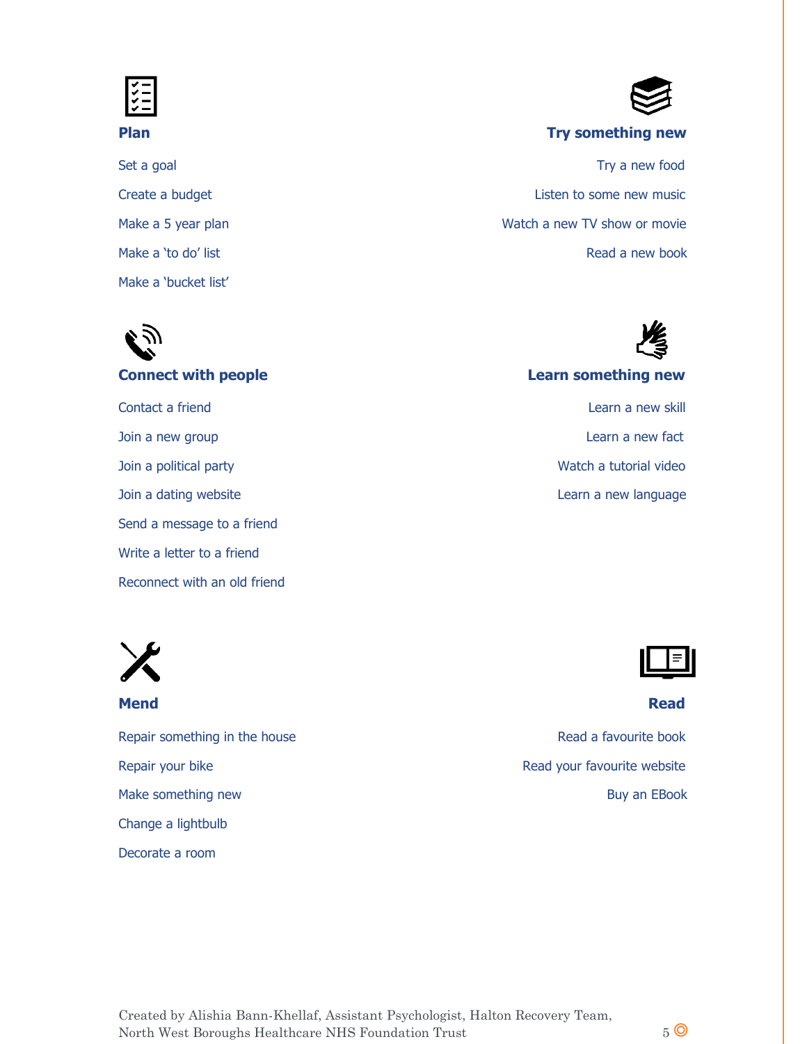## Plan

- Set a goal
- Create a budget
- Make a 5 year plan
- Make a 'to do' list
- Make a 'bucket list'

## Try something new

- Try a new food
- Listen to some new music
- Watch a new TV show or movie
- Read a new book

## Connect with people

- Contact a friend
- Join a new group
- Join a political party
- Join a dating website
- Send a message to a friend
- Write a letter to a friend
- Reconnect with an old friend

## Learn something new

- Learn a new skill
- Learn a new fact
- Watch a tutorial video
- Learn a new language

## Mend

- Repair something in the house
- Repair your bike
- Make something new
- Change a lightbulb
- Decorate a room

## Read

- Read a favourite book
- Read your favourite website
- Buy an EBook

Created by Alishia Bann-Khellaf, Assistant Psychologist, Halton Recovery Team, North West Boroughs Healthcare NHS Foundation Trust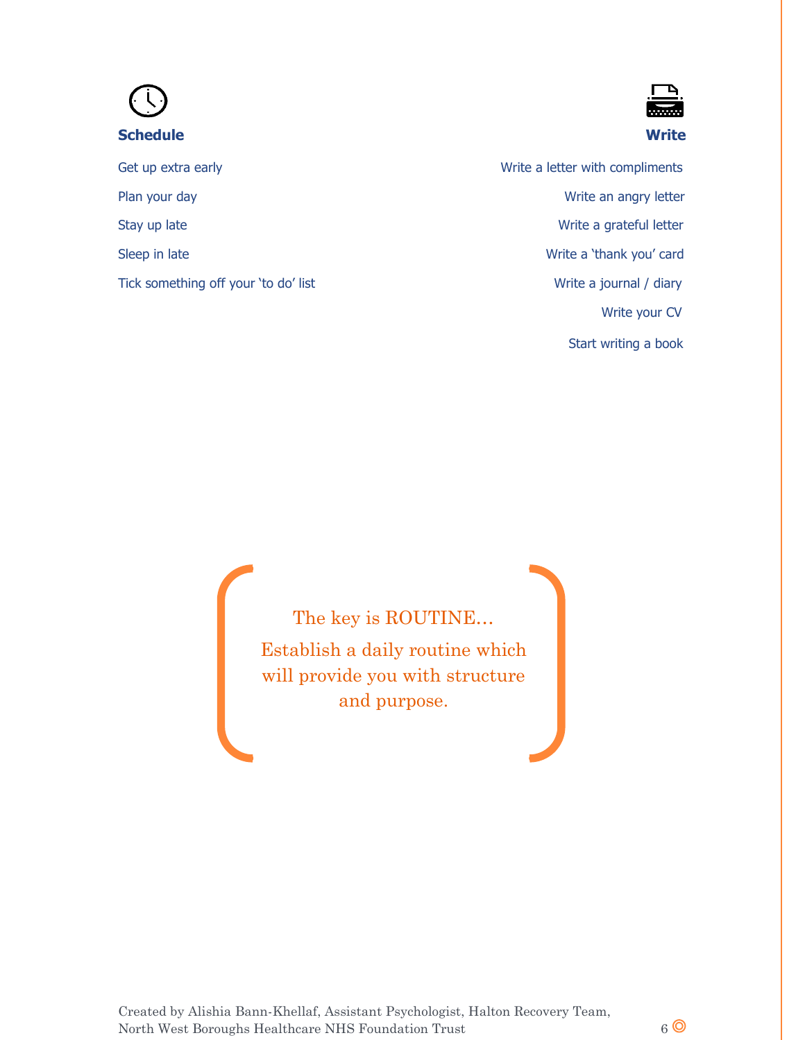### Schedule

Get up extra early

Plan your day

Stay up late

Sleep in late

Tick something off your 'to do' list

### Write

Write a letter with compliments

Write an angry letter

Write a grateful letter

Write a 'thank you' card

Write a journal / diary

Write your CV

Start writing a book

The key is ROUTINE…

Establish a daily routine which will provide you with structure and purpose.

Created by Alishia Bann-Khellaf, Assistant Psychologist, Halton Recovery Team, North West Boroughs Healthcare NHS Foundation Trust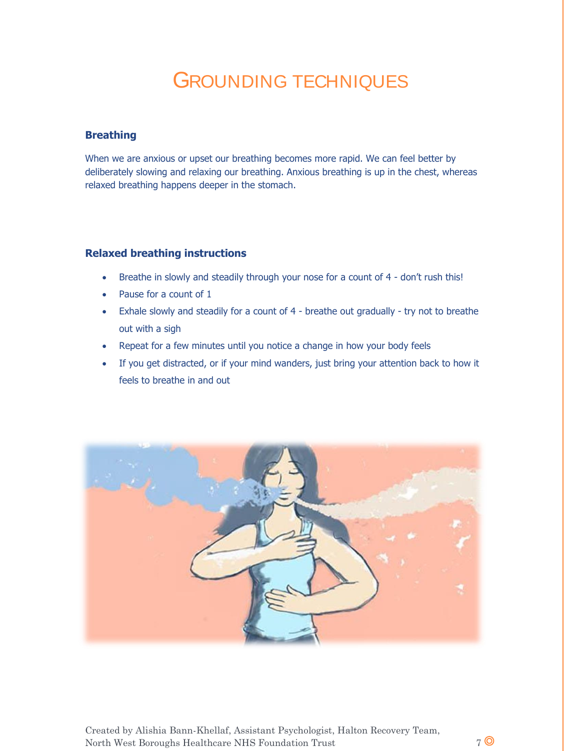# GROUNDING TECHNIQUES

### Breathing

When we are anxious or upset our breathing becomes more rapid. We can feel better by deliberately slowing and relaxing our breathing. Anxious breathing is up in the chest, whereas relaxed breathing happens deeper in the stomach.

### Relaxed breathing instructions

- Breathe in slowly and steadily through your nose for a count of 4 - don't rush this!
- Pause for a count of 1
- Exhale slowly and steadily for a count of 4 - breathe out gradually - try not to breathe out with a sigh
- Repeat for a few minutes until you notice a change in how your body feels
- If you get distracted, or if your mind wanders, just bring your attention back to how it feels to breathe in and out

Created by Alishia Bann-Khellaf, Assistant Psychologist, Halton Recovery Team, North West Boroughs Healthcare NHS Foundation Trust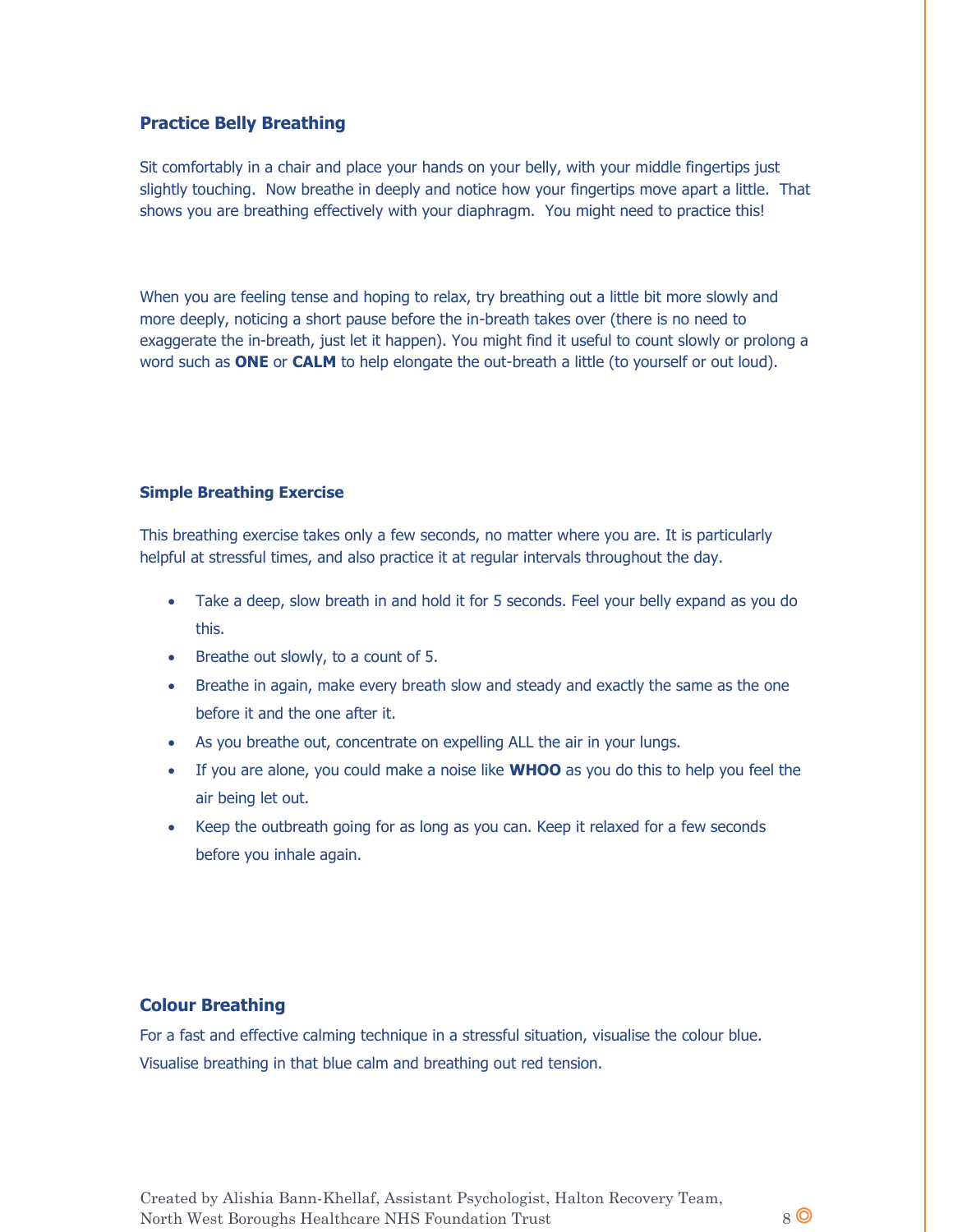## Practice Belly Breathing

Sit comfortably in a chair and place your hands on your belly, with your middle fingertips just slightly touching. Now breathe in deeply and notice how your fingertips move apart a little. That shows you are breathing effectively with your diaphragm. You might need to practice this!

When you are feeling tense and hoping to relax, try breathing out a little bit more slowly and more deeply, noticing a short pause before the in-breath takes over (there is no need to exaggerate the in-breath, just let it happen). You might find it useful to count slowly or prolong a word such as **ONE** or **CALM** to help elongate the out-breath a little (to yourself or out loud).

### Simple Breathing Exercise

This breathing exercise takes only a few seconds, no matter where you are. It is particularly helpful at stressful times, and also practice it at regular intervals throughout the day.

- Take a deep, slow breath in and hold it for 5 seconds. Feel your belly expand as you do this.
- Breathe out slowly, to a count of 5.
- Breathe in again, make every breath slow and steady and exactly the same as the one before it and the one after it.
- As you breathe out, concentrate on expelling ALL the air in your lungs.
- If you are alone, you could make a noise like **WHOO** as you do this to help you feel the air being let out.
- Keep the outbreath going for as long as you can. Keep it relaxed for a few seconds before you inhale again.

## Colour Breathing

For a fast and effective calming technique in a stressful situation, visualise the colour blue. Visualise breathing in that blue calm and breathing out red tension.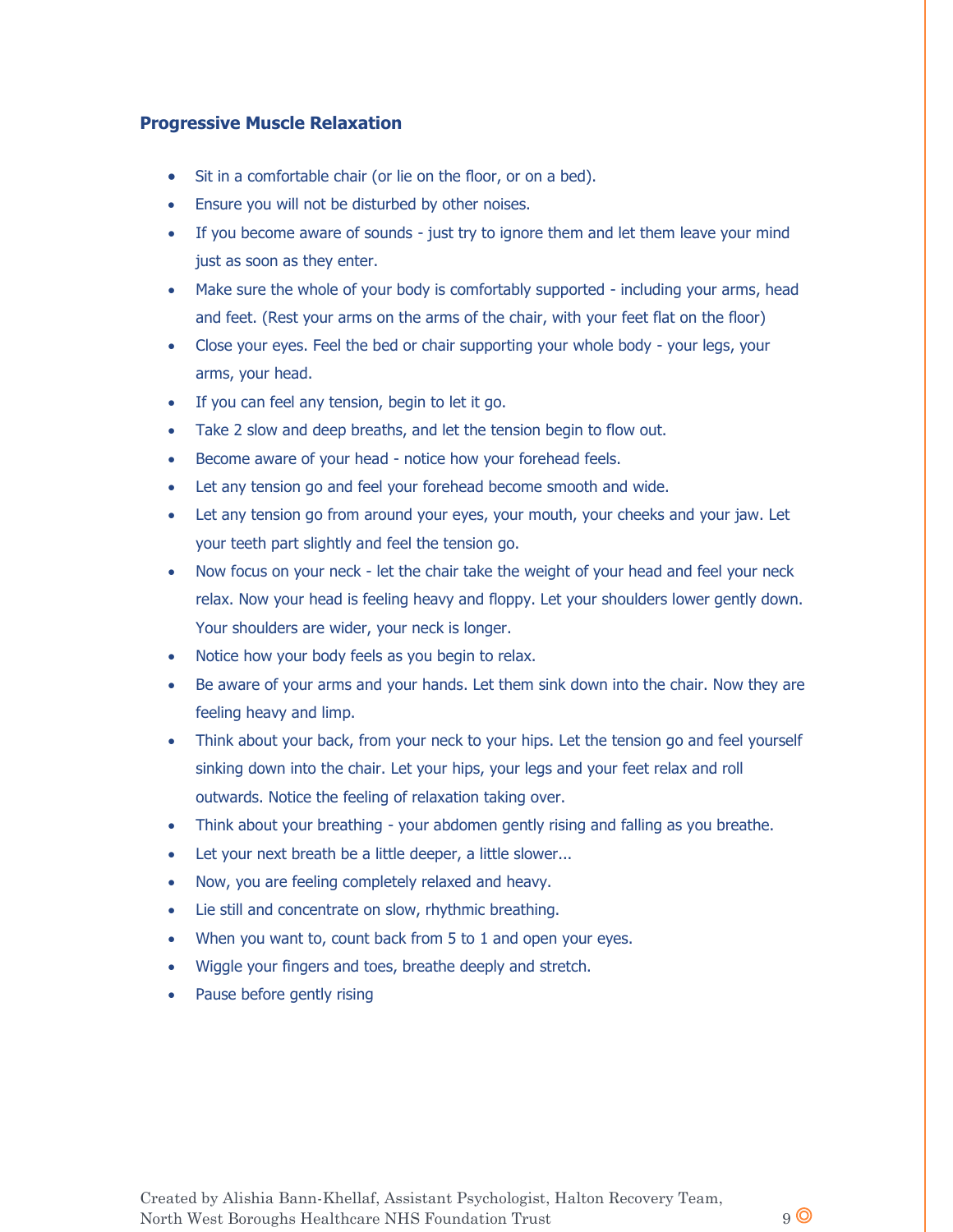### Progressive Muscle Relaxation

- Sit in a comfortable chair (or lie on the floor, or on a bed).
- Ensure you will not be disturbed by other noises.
- If you become aware of sounds - just try to ignore them and let them leave your mind just as soon as they enter.
- Make sure the whole of your body is comfortably supported - including your arms, head and feet. (Rest your arms on the arms of the chair, with your feet flat on the floor)
- Close your eyes. Feel the bed or chair supporting your whole body - your legs, your arms, your head.
- If you can feel any tension, begin to let it go.
- Take 2 slow and deep breaths, and let the tension begin to flow out.
- Become aware of your head - notice how your forehead feels.
- Let any tension go and feel your forehead become smooth and wide.
- Let any tension go from around your eyes, your mouth, your cheeks and your jaw. Let your teeth part slightly and feel the tension go.
- Now focus on your neck - let the chair take the weight of your head and feel your neck relax. Now your head is feeling heavy and floppy. Let your shoulders lower gently down. Your shoulders are wider, your neck is longer.
- Notice how your body feels as you begin to relax.
- Be aware of your arms and your hands. Let them sink down into the chair. Now they are feeling heavy and limp.
- Think about your back, from your neck to your hips. Let the tension go and feel yourself sinking down into the chair. Let your hips, your legs and your feet relax and roll outwards. Notice the feeling of relaxation taking over.
- Think about your breathing - your abdomen gently rising and falling as you breathe.
- Let your next breath be a little deeper, a little slower...
- Now, you are feeling completely relaxed and heavy.
- Lie still and concentrate on slow, rhythmic breathing.
- When you want to, count back from 5 to 1 and open your eyes.
- Wiggle your fingers and toes, breathe deeply and stretch.
- Pause before gently rising

Created by Alishia Bann-Khellaf, Assistant Psychologist, Halton Recovery Team, North West Boroughs Healthcare NHS Foundation Trust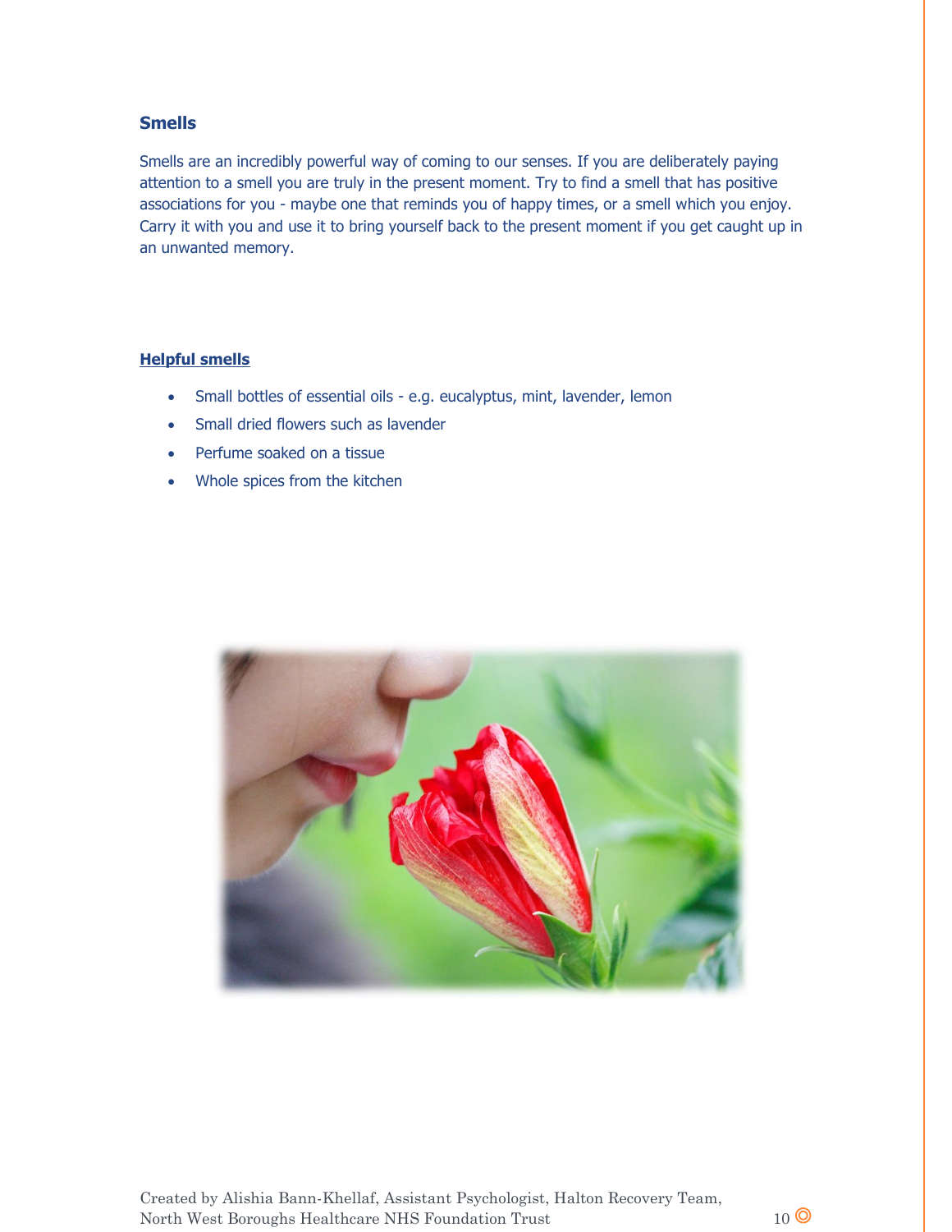## Smells

Smells are an incredibly powerful way of coming to our senses. If you are deliberately paying attention to a smell you are truly in the present moment. Try to find a smell that has positive associations for you - maybe one that reminds you of happy times, or a smell which you enjoy. Carry it with you and use it to bring yourself back to the present moment if you get caught up in an unwanted memory.

### Helpful smells

- Small bottles of essential oils - e.g. eucalyptus, mint, lavender, lemon
- Small dried flowers such as lavender
- Perfume soaked on a tissue
- Whole spices from the kitchen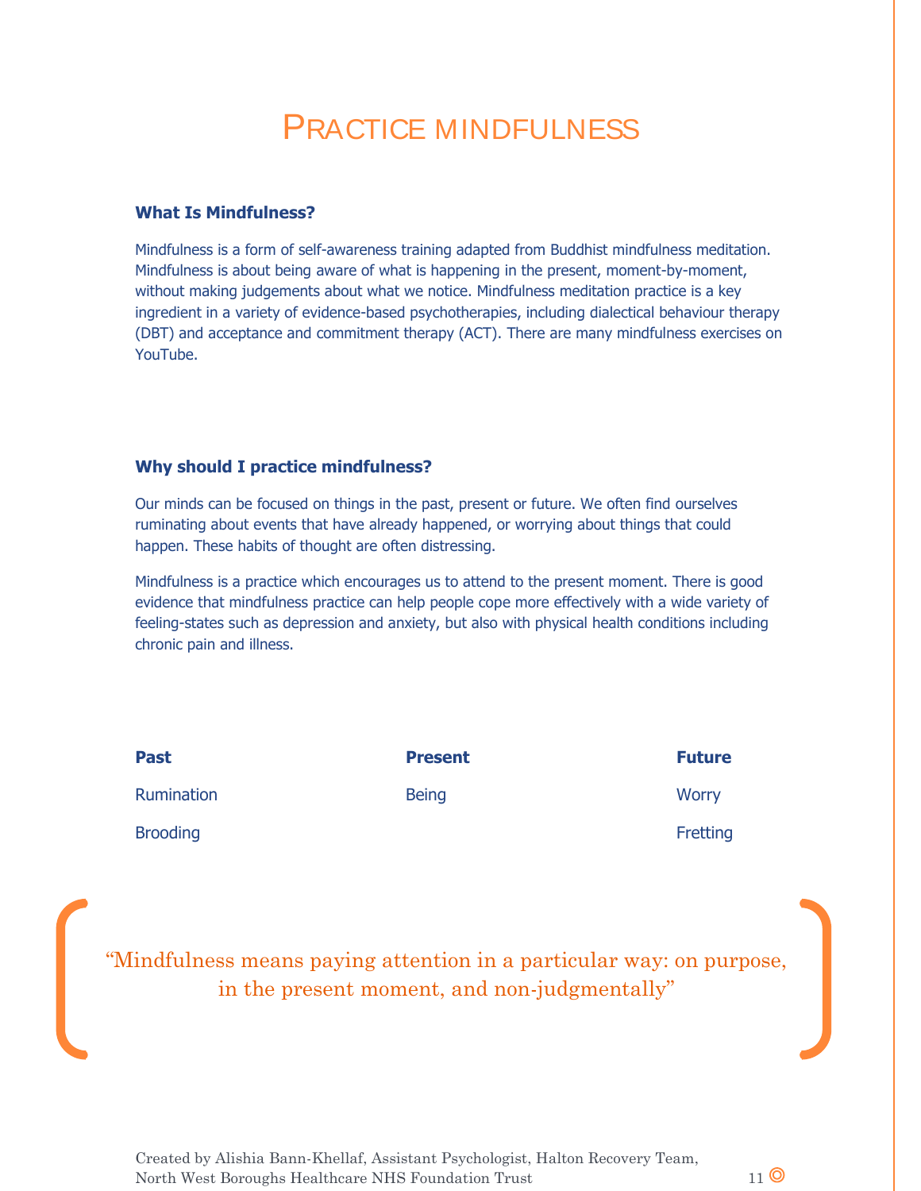# Practice mindfulness

### What Is Mindfulness?

Mindfulness is a form of self-awareness training adapted from Buddhist mindfulness meditation. Mindfulness is about being aware of what is happening in the present, moment-by-moment, without making judgements about what we notice. Mindfulness meditation practice is a key ingredient in a variety of evidence-based psychotherapies, including dialectical behaviour therapy (DBT) and acceptance and commitment therapy (ACT). There are many mindfulness exercises on YouTube.

### Why should I practice mindfulness?

Our minds can be focused on things in the past, present or future. We often find ourselves ruminating about events that have already happened, or worrying about things that could happen. These habits of thought are often distressing.

Mindfulness is a practice which encourages us to attend to the present moment. There is good evidence that mindfulness practice can help people cope more effectively with a wide variety of feeling-states such as depression and anxiety, but also with physical health conditions including chronic pain and illness.

| Past | Present | Future |
|---|---|---|
| Rumination | Being | Worry |
| Brooding | | Fretting |

> "Mindfulness means paying attention in a particular way: on purpose, in the present moment, and non-judgmentally"

Created by Alishia Bann-Khellaf, Assistant Psychologist, Halton Recovery Team, North West Boroughs Healthcare NHS Foundation Trust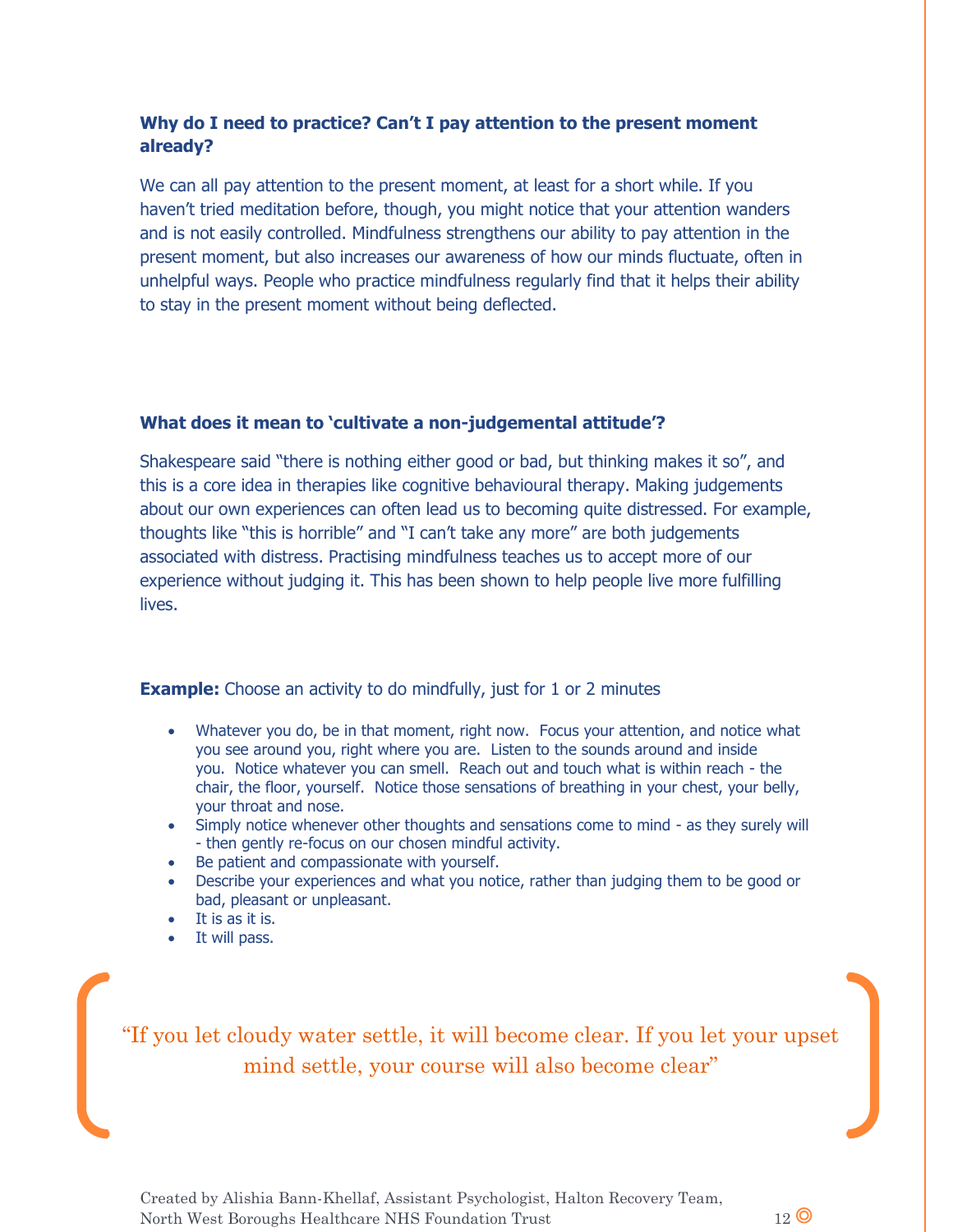### Why do I need to practice? Can't I pay attention to the present moment already?

We can all pay attention to the present moment, at least for a short while. If you haven't tried meditation before, though, you might notice that your attention wanders and is not easily controlled. Mindfulness strengthens our ability to pay attention in the present moment, but also increases our awareness of how our minds fluctuate, often in unhelpful ways. People who practice mindfulness regularly find that it helps their ability to stay in the present moment without being deflected.

### What does it mean to 'cultivate a non-judgemental attitude'?

Shakespeare said "there is nothing either good or bad, but thinking makes it so", and this is a core idea in therapies like cognitive behavioural therapy. Making judgements about our own experiences can often lead us to becoming quite distressed. For example, thoughts like "this is horrible" and "I can't take any more" are both judgements associated with distress. Practising mindfulness teaches us to accept more of our experience without judging it. This has been shown to help people live more fulfilling lives.

**Example:** Choose an activity to do mindfully, just for 1 or 2 minutes

- Whatever you do, be in that moment, right now. Focus your attention, and notice what you see around you, right where you are. Listen to the sounds around and inside you. Notice whatever you can smell. Reach out and touch what is within reach - the chair, the floor, yourself. Notice those sensations of breathing in your chest, your belly, your throat and nose.
- Simply notice whenever other thoughts and sensations come to mind - as they surely will - then gently re-focus on our chosen mindful activity.
- Be patient and compassionate with yourself.
- Describe your experiences and what you notice, rather than judging them to be good or bad, pleasant or unpleasant.
- It is as it is.
- It will pass.

"If you let cloudy water settle, it will become clear. If you let your upset mind settle, your course will also become clear"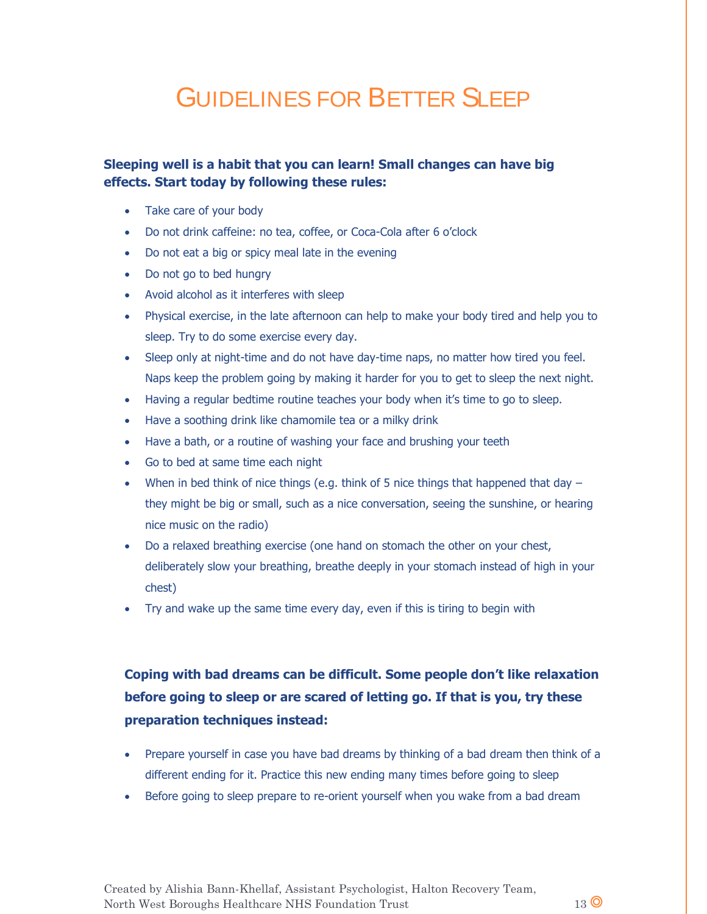# Guidelines for Better Sleep

**Sleeping well is a habit that you can learn! Small changes can have big effects. Start today by following these rules:**

- Take care of your body
- Do not drink caffeine: no tea, coffee, or Coca-Cola after 6 o'clock
- Do not eat a big or spicy meal late in the evening
- Do not go to bed hungry
- Avoid alcohol as it interferes with sleep
- Physical exercise, in the late afternoon can help to make your body tired and help you to sleep. Try to do some exercise every day.
- Sleep only at night-time and do not have day-time naps, no matter how tired you feel. Naps keep the problem going by making it harder for you to get to sleep the next night.
- Having a regular bedtime routine teaches your body when it's time to go to sleep.
- Have a soothing drink like chamomile tea or a milky drink
- Have a bath, or a routine of washing your face and brushing your teeth
- Go to bed at same time each night
- When in bed think of nice things (e.g. think of 5 nice things that happened that day – they might be big or small, such as a nice conversation, seeing the sunshine, or hearing nice music on the radio)
- Do a relaxed breathing exercise (one hand on stomach the other on your chest, deliberately slow your breathing, breathe deeply in your stomach instead of high in your chest)
- Try and wake up the same time every day, even if this is tiring to begin with

**Coping with bad dreams can be difficult. Some people don't like relaxation before going to sleep or are scared of letting go. If that is you, try these preparation techniques instead:**

- Prepare yourself in case you have bad dreams by thinking of a bad dream then think of a different ending for it. Practice this new ending many times before going to sleep
- Before going to sleep prepare to re-orient yourself when you wake from a bad dream

Created by Alishia Bann-Khellaf, Assistant Psychologist, Halton Recovery Team, North West Boroughs Healthcare NHS Foundation Trust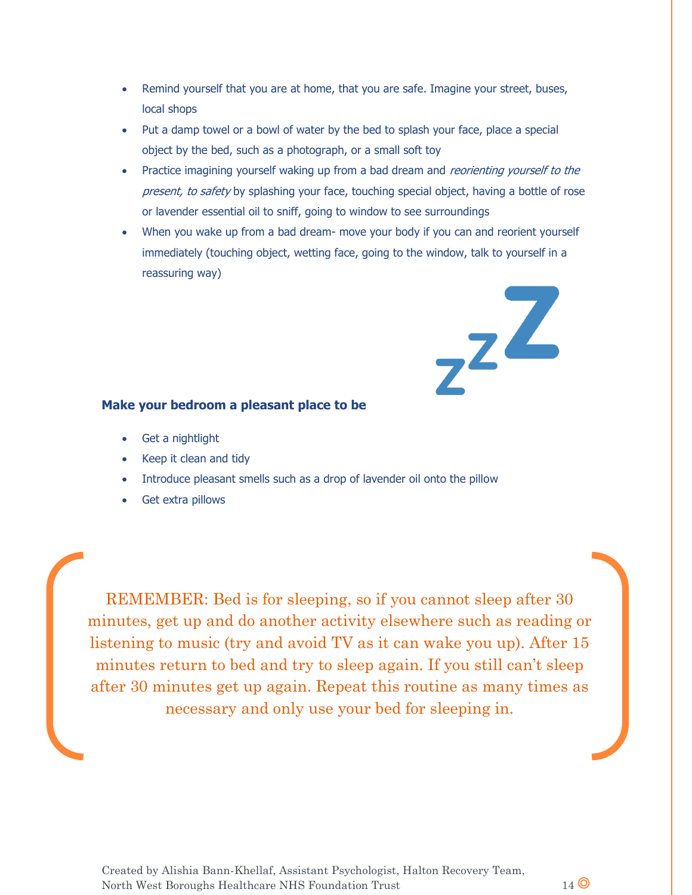- Remind yourself that you are at home, that you are safe. Imagine your street, buses, local shops
- Put a damp towel or a bowl of water by the bed to splash your face, place a special object by the bed, such as a photograph, or a small soft toy
- Practice imagining yourself waking up from a bad dream and *reorienting yourself to the present, to safety* by splashing your face, touching special object, having a bottle of rose or lavender essential oil to sniff, going to window to see surroundings
- When you wake up from a bad dream- move your body if you can and reorient yourself immediately (touching object, wetting face, going to the window, talk to yourself in a reassuring way)

**Make your bedroom a pleasant place to be**

- Get a nightlight
- Keep it clean and tidy
- Introduce pleasant smells such as a drop of lavender oil onto the pillow
- Get extra pillows

REMEMBER: Bed is for sleeping, so if you cannot sleep after 30 minutes, get up and do another activity elsewhere such as reading or listening to music (try and avoid TV as it can wake you up). After 15 minutes return to bed and try to sleep again. If you still can't sleep after 30 minutes get up again. Repeat this routine as many times as necessary and only use your bed for sleeping in.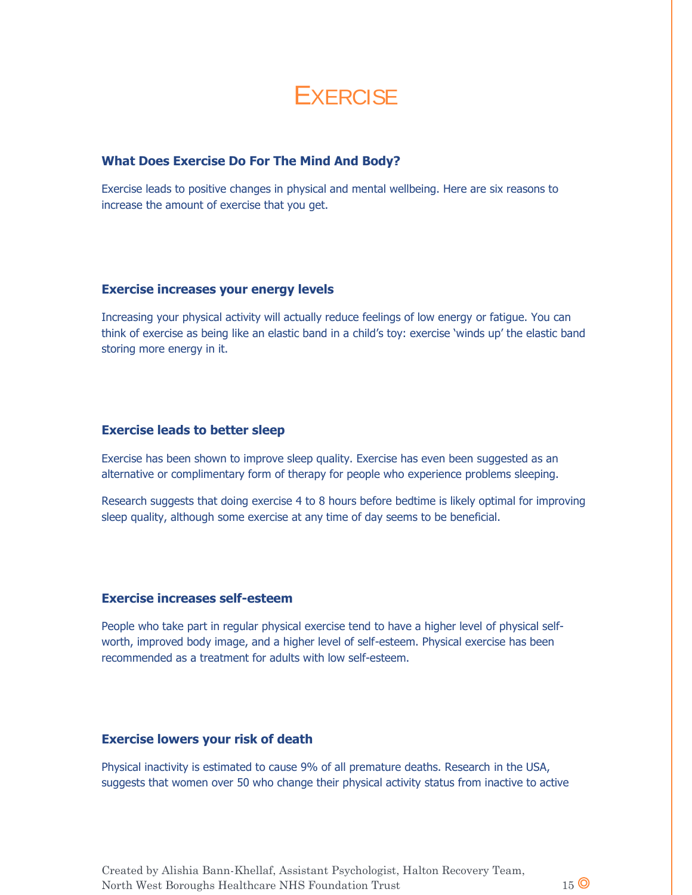# Exercise

### What Does Exercise Do For The Mind And Body?

Exercise leads to positive changes in physical and mental wellbeing. Here are six reasons to increase the amount of exercise that you get.

### Exercise increases your energy levels

Increasing your physical activity will actually reduce feelings of low energy or fatigue. You can think of exercise as being like an elastic band in a child's toy: exercise 'winds up' the elastic band storing more energy in it.

### Exercise leads to better sleep

Exercise has been shown to improve sleep quality. Exercise has even been suggested as an alternative or complimentary form of therapy for people who experience problems sleeping.

Research suggests that doing exercise 4 to 8 hours before bedtime is likely optimal for improving sleep quality, although some exercise at any time of day seems to be beneficial.

### Exercise increases self-esteem

People who take part in regular physical exercise tend to have a higher level of physical self-worth, improved body image, and a higher level of self-esteem. Physical exercise has been recommended as a treatment for adults with low self-esteem.

### Exercise lowers your risk of death

Physical inactivity is estimated to cause 9% of all premature deaths. Research in the USA, suggests that women over 50 who change their physical activity status from inactive to active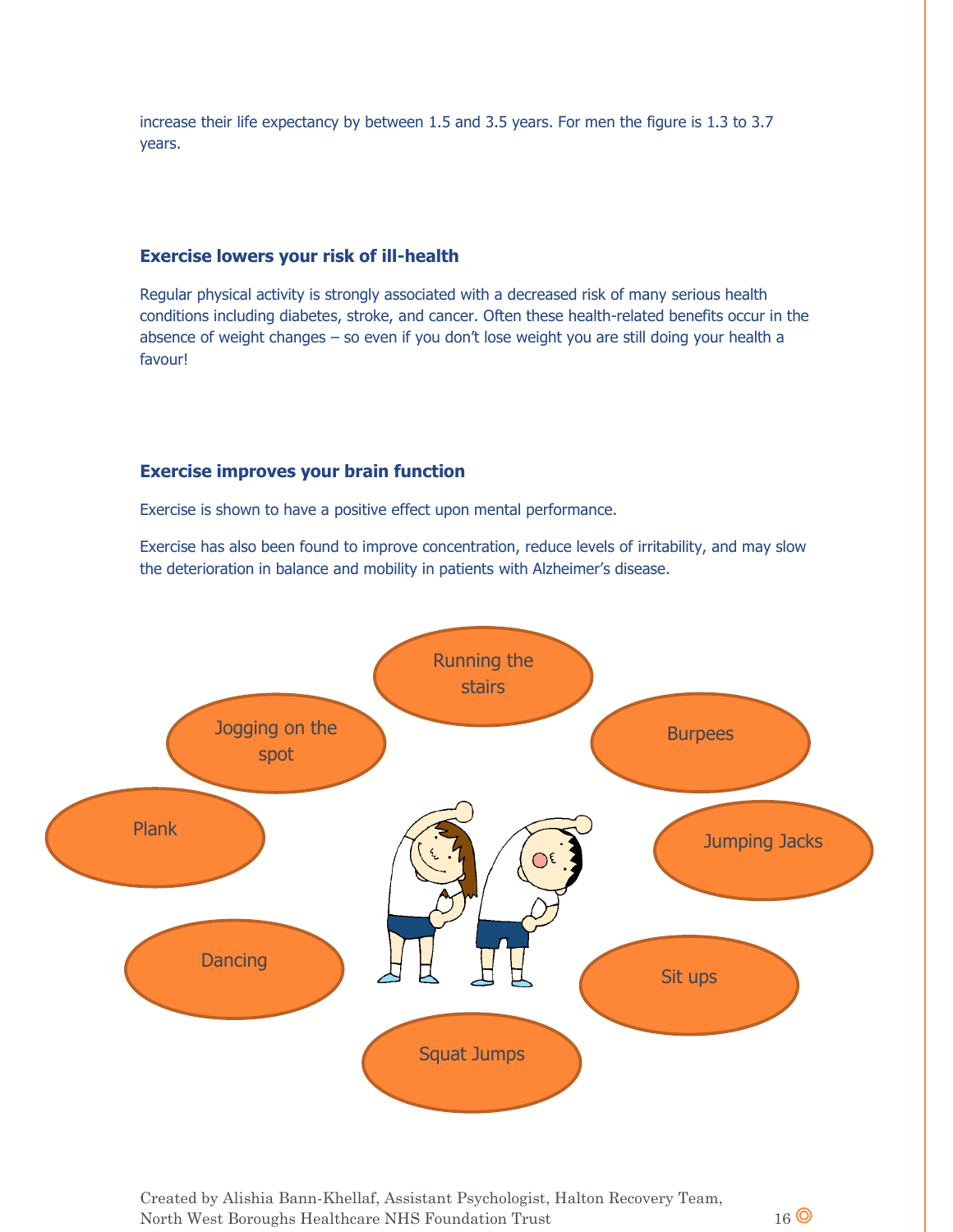increase their life expectancy by between 1.5 and 3.5 years. For men the figure is 1.3 to 3.7 years.

### Exercise lowers your risk of ill-health

Regular physical activity is strongly associated with a decreased risk of many serious health conditions including diabetes, stroke, and cancer. Often these health-related benefits occur in the absence of weight changes – so even if you don't lose weight you are still doing your health a favour!

### Exercise improves your brain function

Exercise is shown to have a positive effect upon mental performance.

Exercise has also been found to improve concentration, reduce levels of irritability, and may slow the deterioration in balance and mobility in patients with Alzheimer's disease.

- Running the stairs
- Burpees
- Jumping Jacks
- Sit ups
- Squat Jumps
- Dancing
- Plank
- Jogging on the spot

Created by Alishia Bann-Khellaf, Assistant Psychologist, Halton Recovery Team, North West Boroughs Healthcare NHS Foundation Trust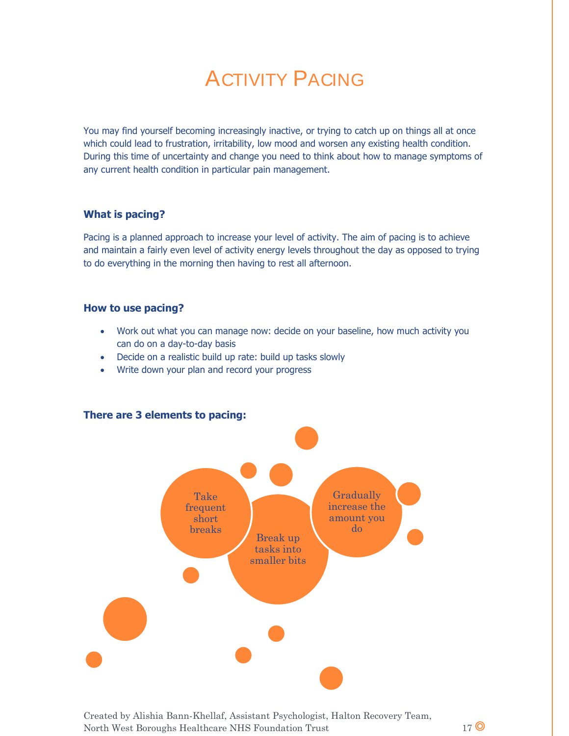# Activity Pacing

You may find yourself becoming increasingly inactive, or trying to catch up on things all at once which could lead to frustration, irritability, low mood and worsen any existing health condition. During this time of uncertainty and change you need to think about how to manage symptoms of any current health condition in particular pain management.

### What is pacing?

Pacing is a planned approach to increase your level of activity. The aim of pacing is to achieve and maintain a fairly even level of activity energy levels throughout the day as opposed to trying to do everything in the morning then having to rest all afternoon.

### How to use pacing?

- Work out what you can manage now: decide on your baseline, how much activity you can do on a day-to-day basis
- Decide on a realistic build up rate: build up tasks slowly
- Write down your plan and record your progress

### There are 3 elements to pacing:

- Take frequent short breaks
- Break up tasks into smaller bits
- Gradually increase the amount you do

Created by Alishia Bann-Khellaf, Assistant Psychologist, Halton Recovery Team, North West Boroughs Healthcare NHS Foundation Trust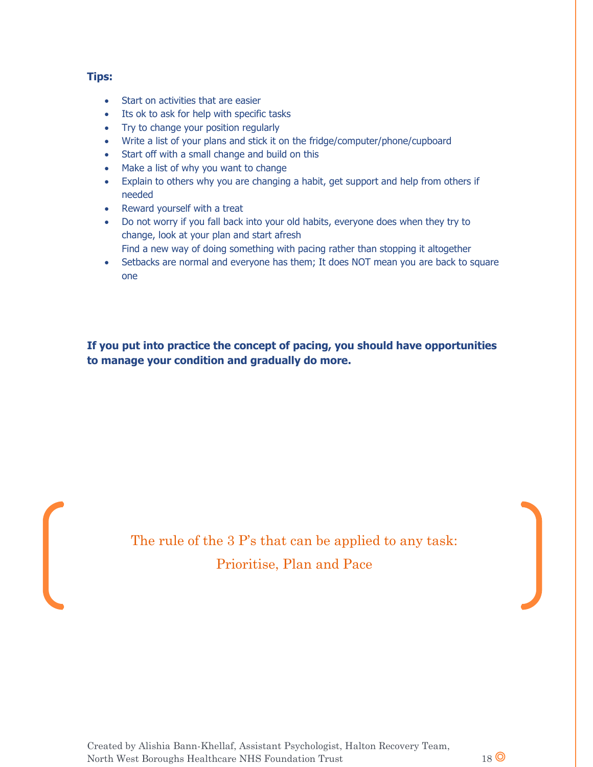**Tips:**

- Start on activities that are easier
- Its ok to ask for help with specific tasks
- Try to change your position regularly
- Write a list of your plans and stick it on the fridge/computer/phone/cupboard
- Start off with a small change and build on this
- Make a list of why you want to change
- Explain to others why you are changing a habit, get support and help from others if needed
- Reward yourself with a treat
- Do not worry if you fall back into your old habits, everyone does when they try to change, look at your plan and start afresh
  Find a new way of doing something with pacing rather than stopping it altogether
- Setbacks are normal and everyone has them; It does NOT mean you are back to square one

**If you put into practice the concept of pacing, you should have opportunities to manage your condition and gradually do more.**

The rule of the 3 P's that can be applied to any task:
Prioritise, Plan and Pace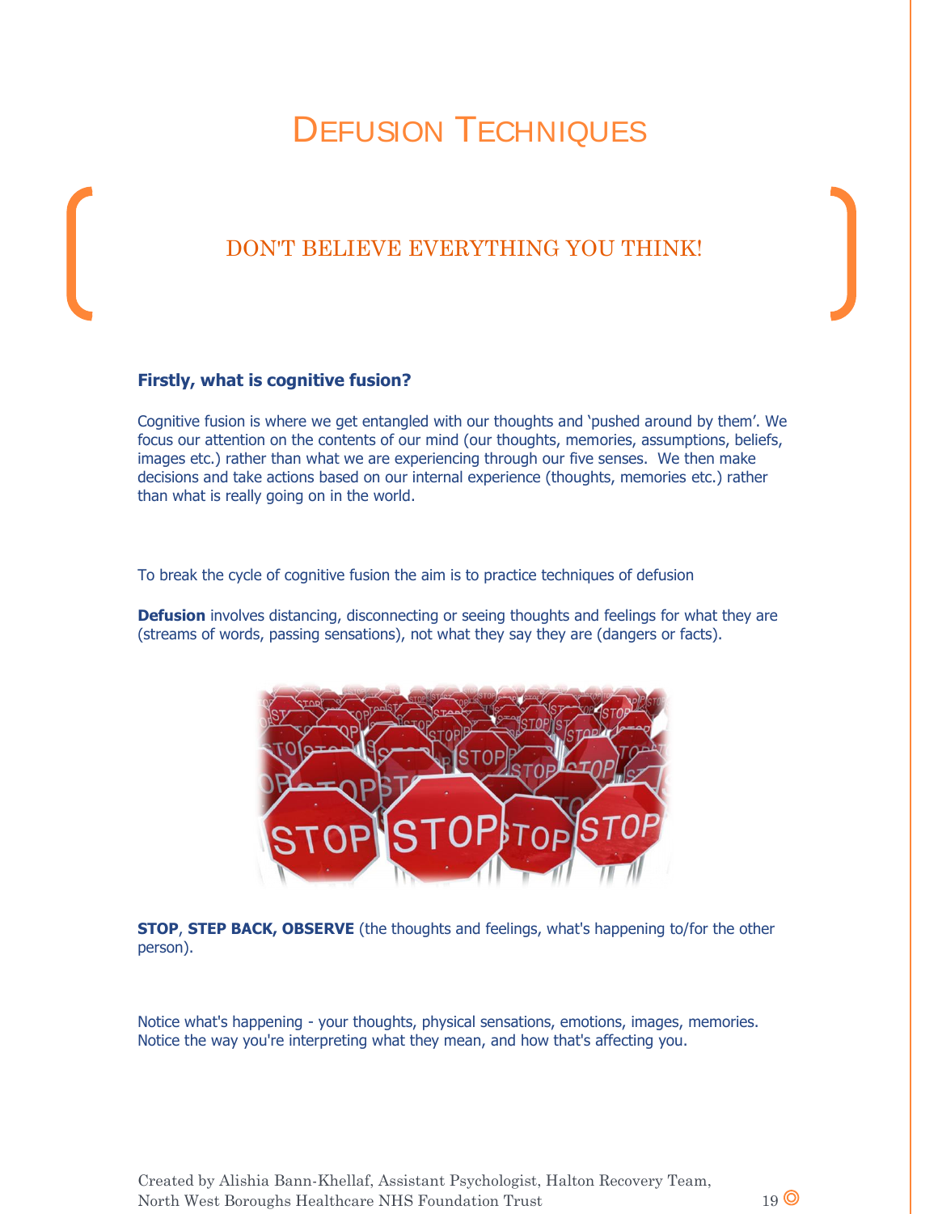# Defusion Techniques

## DON'T BELIEVE EVERYTHING YOU THINK!

**Firstly, what is cognitive fusion?**

Cognitive fusion is where we get entangled with our thoughts and 'pushed around by them'. We focus our attention on the contents of our mind (our thoughts, memories, assumptions, beliefs, images etc.) rather than what we are experiencing through our five senses. We then make decisions and take actions based on our internal experience (thoughts, memories etc.) rather than what is really going on in the world.

To break the cycle of cognitive fusion the aim is to practice techniques of defusion

**Defusion** involves distancing, disconnecting or seeing thoughts and feelings for what they are (streams of words, passing sensations), not what they say they are (dangers or facts).

**STOP**, **STEP BACK, OBSERVE** (the thoughts and feelings, what's happening to/for the other person).

Notice what's happening - your thoughts, physical sensations, emotions, images, memories. Notice the way you're interpreting what they mean, and how that's affecting you.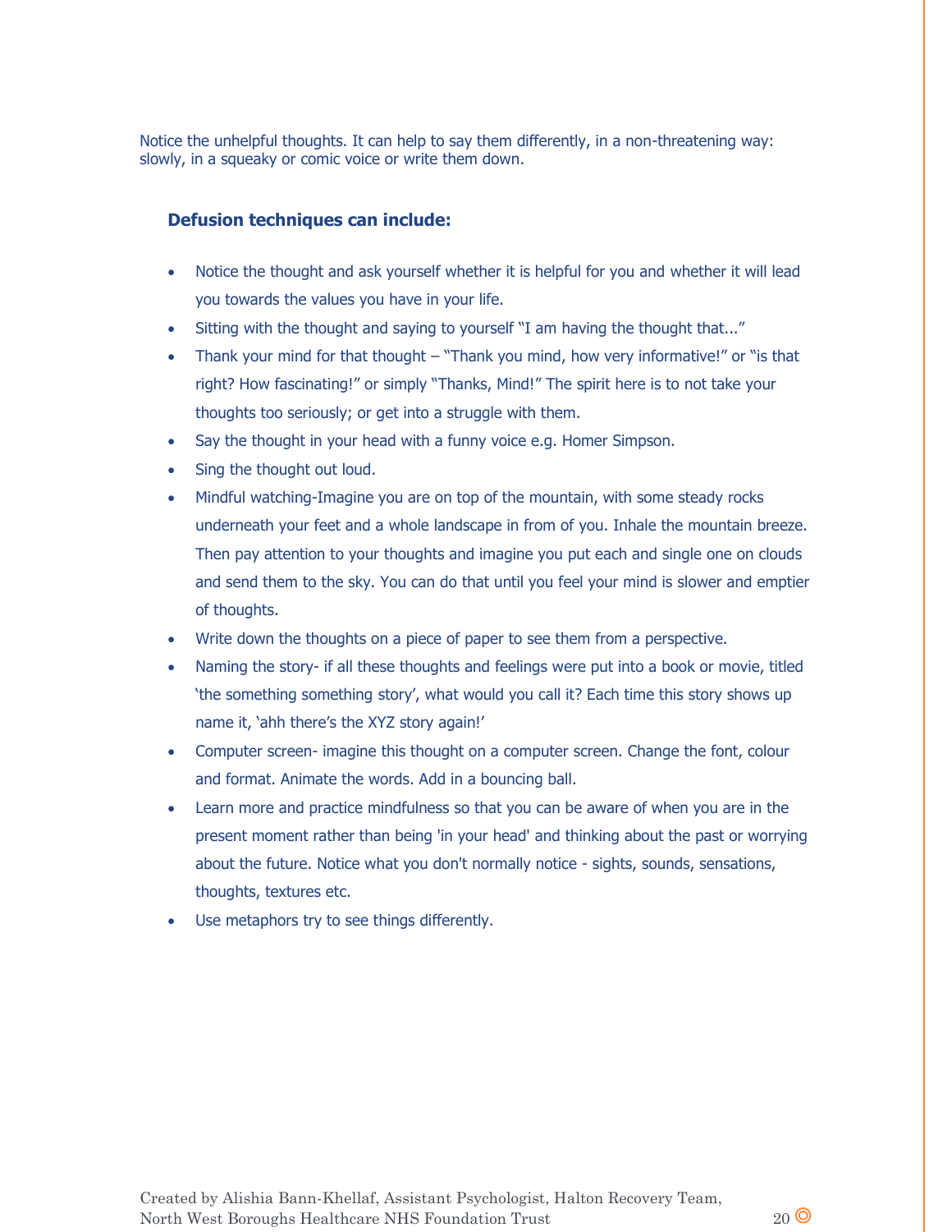Notice the unhelpful thoughts. It can help to say them differently, in a non-threatening way: slowly, in a squeaky or comic voice or write them down.

**Defusion techniques can include:**

- Notice the thought and ask yourself whether it is helpful for you and whether it will lead you towards the values you have in your life.
- Sitting with the thought and saying to yourself "I am having the thought that..."
- Thank your mind for that thought – "Thank you mind, how very informative!" or "is that right? How fascinating!" or simply "Thanks, Mind!" The spirit here is to not take your thoughts too seriously; or get into a struggle with them.
- Say the thought in your head with a funny voice e.g. Homer Simpson.
- Sing the thought out loud.
- Mindful watching-Imagine you are on top of the mountain, with some steady rocks underneath your feet and a whole landscape in from of you. Inhale the mountain breeze. Then pay attention to your thoughts and imagine you put each and single one on clouds and send them to the sky. You can do that until you feel your mind is slower and emptier of thoughts.
- Write down the thoughts on a piece of paper to see them from a perspective.
- Naming the story- if all these thoughts and feelings were put into a book or movie, titled 'the something something story', what would you call it? Each time this story shows up name it, 'ahh there's the XYZ story again!'
- Computer screen- imagine this thought on a computer screen. Change the font, colour and format. Animate the words. Add in a bouncing ball.
- Learn more and practice mindfulness so that you can be aware of when you are in the present moment rather than being 'in your head' and thinking about the past or worrying about the future. Notice what you don't normally notice - sights, sounds, sensations, thoughts, textures etc.
- Use metaphors try to see things differently.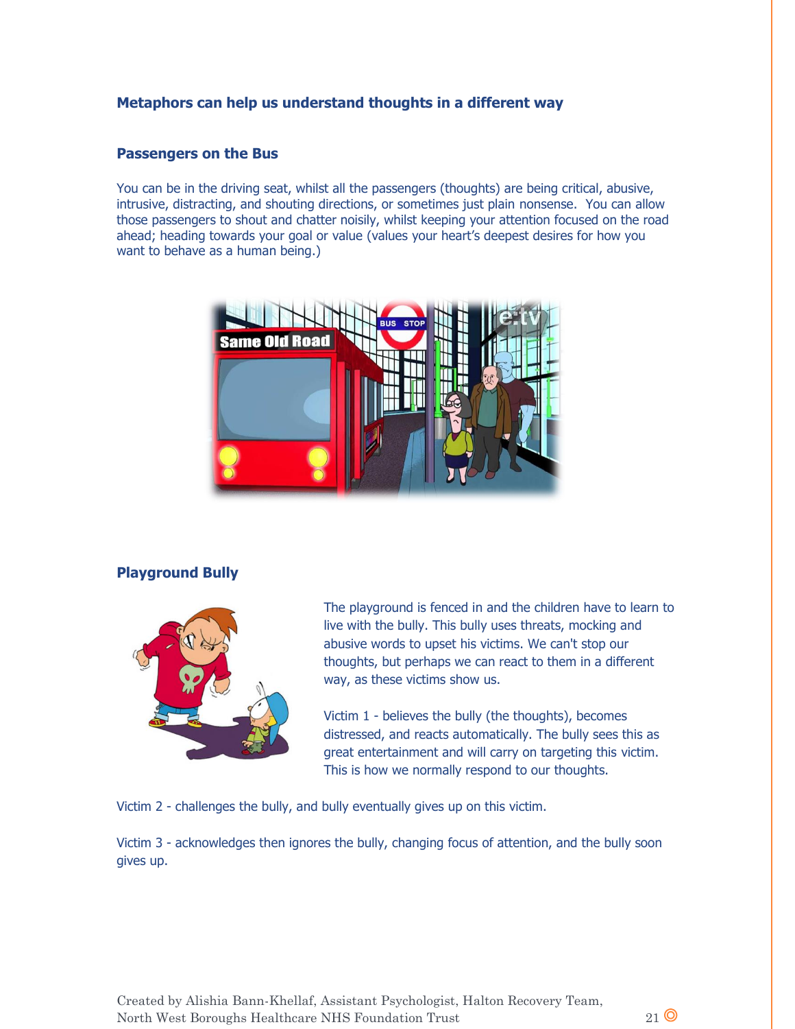## Metaphors can help us understand thoughts in a different way

### Passengers on the Bus

You can be in the driving seat, whilst all the passengers (thoughts) are being critical, abusive, intrusive, distracting, and shouting directions, or sometimes just plain nonsense. You can allow those passengers to shout and chatter noisily, whilst keeping your attention focused on the road ahead; heading towards your goal or value (values your heart's deepest desires for how you want to behave as a human being.)

### Playground Bully

The playground is fenced in and the children have to learn to live with the bully. This bully uses threats, mocking and abusive words to upset his victims. We can't stop our thoughts, but perhaps we can react to them in a different way, as these victims show us.

Victim 1 - believes the bully (the thoughts), becomes distressed, and reacts automatically. The bully sees this as great entertainment and will carry on targeting this victim. This is how we normally respond to our thoughts.

Victim 2 - challenges the bully, and bully eventually gives up on this victim.

Victim 3 - acknowledges then ignores the bully, changing focus of attention, and the bully soon gives up.

Created by Alishia Bann-Khellaf, Assistant Psychologist, Halton Recovery Team, North West Boroughs Healthcare NHS Foundation Trust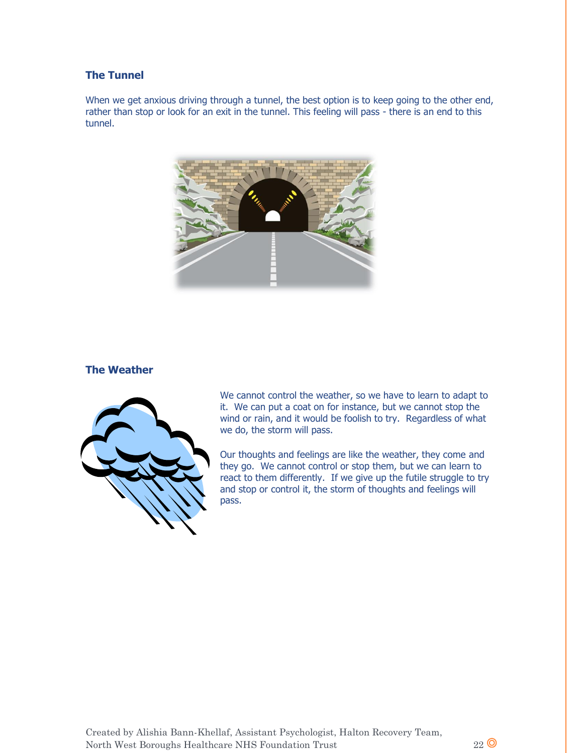### The Tunnel

When we get anxious driving through a tunnel, the best option is to keep going to the other end, rather than stop or look for an exit in the tunnel. This feeling will pass - there is an end to this tunnel.

### The Weather

We cannot control the weather, so we have to learn to adapt to it. We can put a coat on for instance, but we cannot stop the wind or rain, and it would be foolish to try. Regardless of what we do, the storm will pass.

Our thoughts and feelings are like the weather, they come and they go. We cannot control or stop them, but we can learn to react to them differently. If we give up the futile struggle to try and stop or control it, the storm of thoughts and feelings will pass.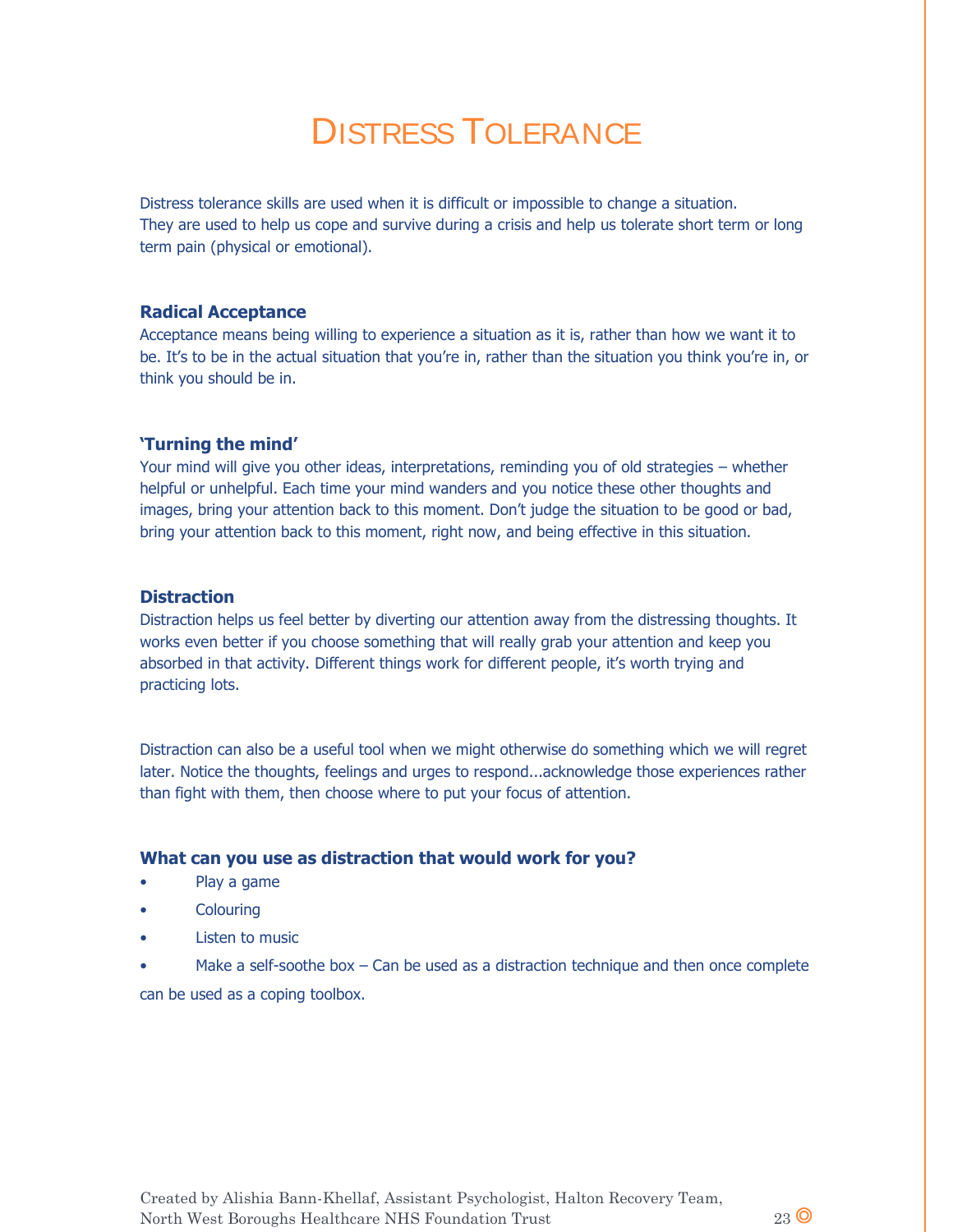# Distress Tolerance

Distress tolerance skills are used when it is difficult or impossible to change a situation. They are used to help us cope and survive during a crisis and help us tolerate short term or long term pain (physical or emotional).

**Radical Acceptance**

Acceptance means being willing to experience a situation as it is, rather than how we want it to be. It's to be in the actual situation that you're in, rather than the situation you think you're in, or think you should be in.

**'Turning the mind'**

Your mind will give you other ideas, interpretations, reminding you of old strategies – whether helpful or unhelpful. Each time your mind wanders and you notice these other thoughts and images, bring your attention back to this moment. Don't judge the situation to be good or bad, bring your attention back to this moment, right now, and being effective in this situation.

**Distraction**

Distraction helps us feel better by diverting our attention away from the distressing thoughts. It works even better if you choose something that will really grab your attention and keep you absorbed in that activity. Different things work for different people, it's worth trying and practicing lots.

Distraction can also be a useful tool when we might otherwise do something which we will regret later. Notice the thoughts, feelings and urges to respond...acknowledge those experiences rather than fight with them, then choose where to put your focus of attention.

**What can you use as distraction that would work for you?**

- Play a game
- Colouring
- Listen to music
- Make a self-soothe box – Can be used as a distraction technique and then once complete can be used as a coping toolbox.

Created by Alishia Bann-Khellaf, Assistant Psychologist, Halton Recovery Team, North West Boroughs Healthcare NHS Foundation Trust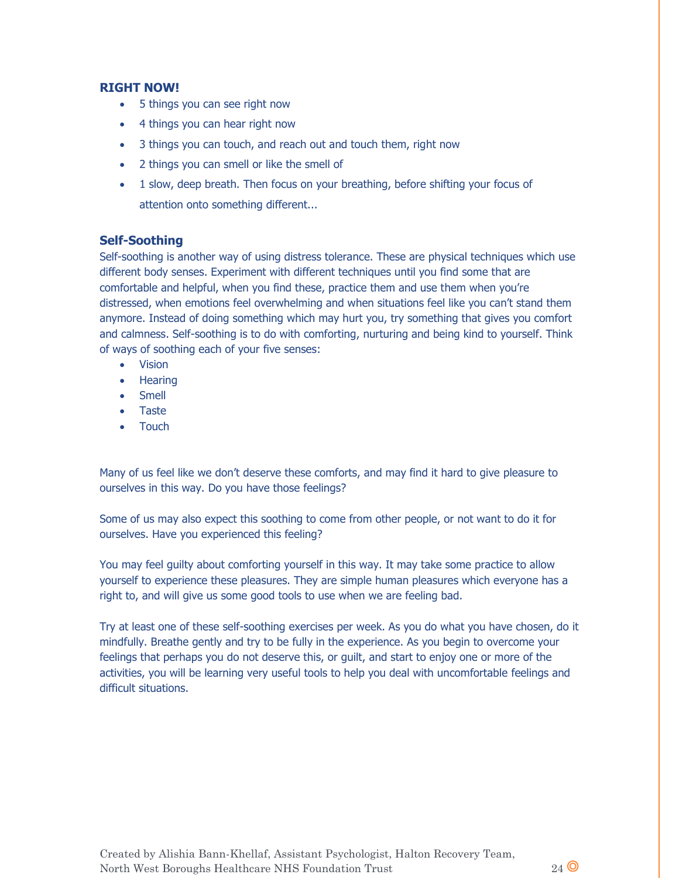### RIGHT NOW!

- 5 things you can see right now
- 4 things you can hear right now
- 3 things you can touch, and reach out and touch them, right now
- 2 things you can smell or like the smell of
- 1 slow, deep breath. Then focus on your breathing, before shifting your focus of attention onto something different...

### Self-Soothing

Self-soothing is another way of using distress tolerance. These are physical techniques which use different body senses. Experiment with different techniques until you find some that are comfortable and helpful, when you find these, practice them and use them when you're distressed, when emotions feel overwhelming and when situations feel like you can't stand them anymore. Instead of doing something which may hurt you, try something that gives you comfort and calmness. Self-soothing is to do with comforting, nurturing and being kind to yourself. Think of ways of soothing each of your five senses:

- Vision
- Hearing
- Smell
- Taste
- Touch

Many of us feel like we don't deserve these comforts, and may find it hard to give pleasure to ourselves in this way. Do you have those feelings?

Some of us may also expect this soothing to come from other people, or not want to do it for ourselves. Have you experienced this feeling?

You may feel guilty about comforting yourself in this way. It may take some practice to allow yourself to experience these pleasures. They are simple human pleasures which everyone has a right to, and will give us some good tools to use when we are feeling bad.

Try at least one of these self-soothing exercises per week. As you do what you have chosen, do it mindfully. Breathe gently and try to be fully in the experience. As you begin to overcome your feelings that perhaps you do not deserve this, or guilt, and start to enjoy one or more of the activities, you will be learning very useful tools to help you deal with uncomfortable feelings and difficult situations.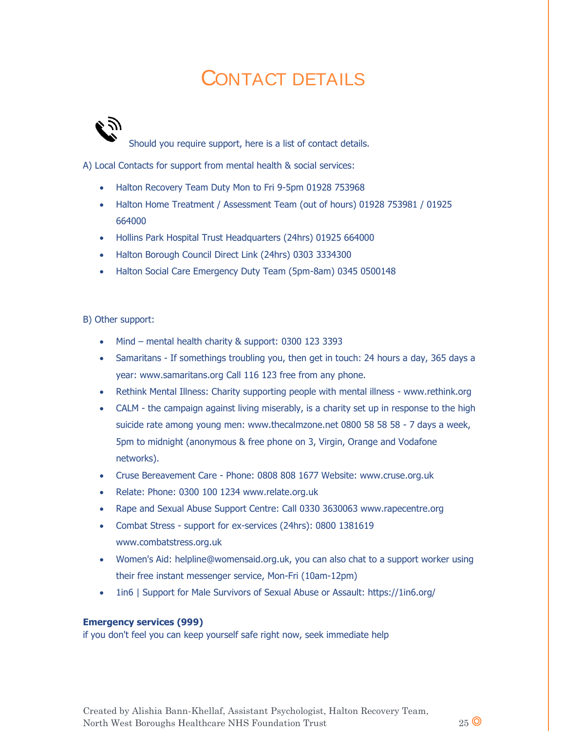# CONTACT DETAILS

Should you require support, here is a list of contact details.

A) Local Contacts for support from mental health & social services:

- Halton Recovery Team Duty Mon to Fri 9-5pm 01928 753968
- Halton Home Treatment / Assessment Team (out of hours) 01928 753981 / 01925 664000
- Hollins Park Hospital Trust Headquarters (24hrs) 01925 664000
- Halton Borough Council Direct Link (24hrs) 0303 3334300
- Halton Social Care Emergency Duty Team (5pm-8am) 0345 0500148

B) Other support:

- Mind – mental health charity & support: 0300 123 3393
- Samaritans - If somethings troubling you, then get in touch: 24 hours a day, 365 days a year: www.samaritans.org Call 116 123 free from any phone.
- Rethink Mental Illness: Charity supporting people with mental illness - www.rethink.org
- CALM - the campaign against living miserably, is a charity set up in response to the high suicide rate among young men: www.thecalmzone.net 0800 58 58 58 - 7 days a week, 5pm to midnight (anonymous & free phone on 3, Virgin, Orange and Vodafone networks).
- Cruse Bereavement Care - Phone: 0808 808 1677 Website: www.cruse.org.uk
- Relate: Phone: 0300 100 1234 www.relate.org.uk
- Rape and Sexual Abuse Support Centre: Call 0330 3630063 www.rapecentre.org
- Combat Stress - support for ex-services (24hrs): 0800 1381619 www.combatstress.org.uk
- Women's Aid: helpline@womensaid.org.uk, you can also chat to a support worker using their free instant messenger service, Mon-Fri (10am-12pm)
- 1in6 | Support for Male Survivors of Sexual Abuse or Assault: https://1in6.org/

**Emergency services (999)**
if you don't feel you can keep yourself safe right now, seek immediate help

Created by Alishia Bann-Khellaf, Assistant Psychologist, Halton Recovery Team, North West Boroughs Healthcare NHS Foundation Trust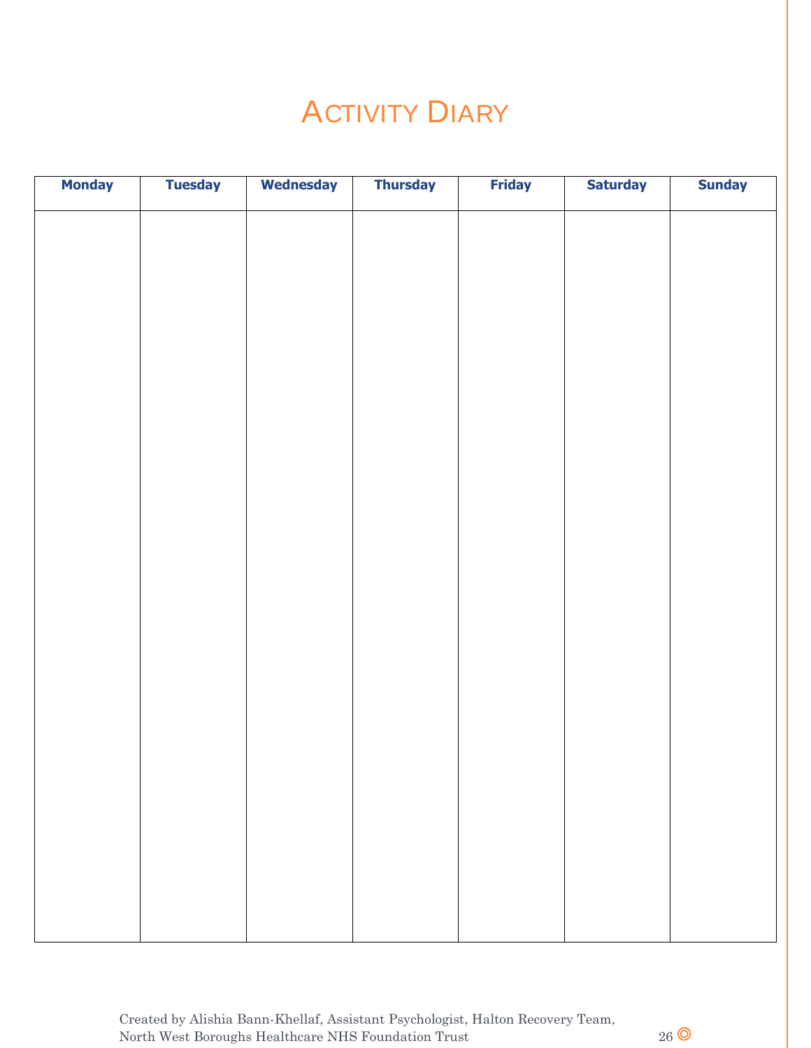# Activity Diary

| Monday | Tuesday | Wednesday | Thursday | Friday | Saturday | Sunday |
|---|---|---|---|---|---|---|
| | | | | | | |

Created by Alishia Bann-Khellaf, Assistant Psychologist, Halton Recovery Team, North West Boroughs Healthcare NHS Foundation Trust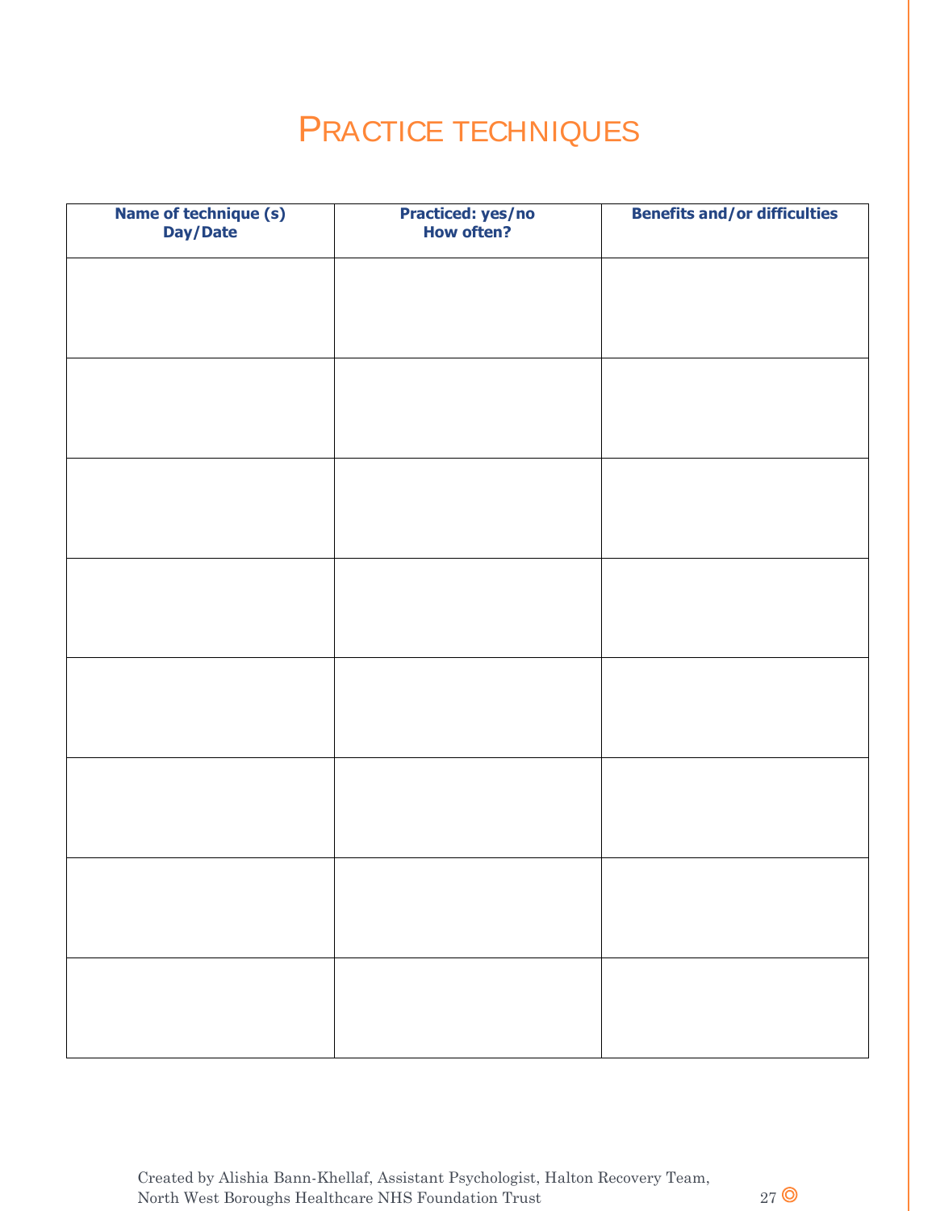# Practice techniques

| Name of technique (s)<br>Day/Date | Practiced: yes/no<br>How often? | Benefits and/or difficulties |
|---|---|---|
| | | |
| | | |
| | | |
| | | |
| | | |
| | | |
| | | |
| | | |

Created by Alishia Bann-Khellaf, Assistant Psychologist, Halton Recovery Team, North West Boroughs Healthcare NHS Foundation Trust